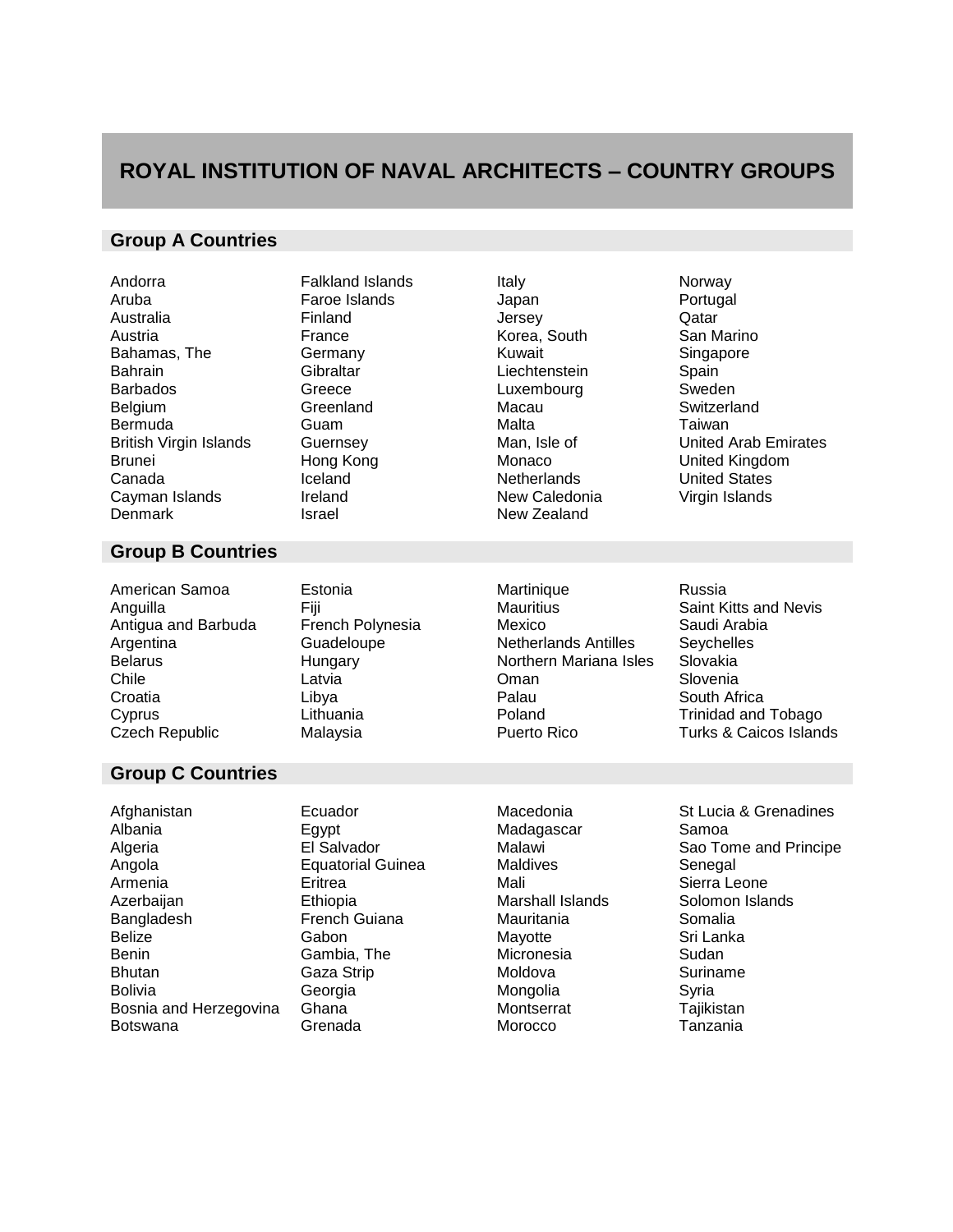# ROYAL INSTITUTION OF NAVAL ARCHITECTS – COUNTRY GROUPS

## Group A Countries

Andorra
Aruba
Australia
Austria
Bahamas, The
Bahrain
Barbados
Belgium
Bermuda
British Virgin Islands
Brunei
Canada
Cayman Islands
Denmark
Falkland Islands
Faroe Islands
Finland
France
Germany
Gibraltar
Greece
Greenland
Guam
Guernsey
Hong Kong
Iceland
Ireland
Israel
Italy
Japan
Jersey
Korea, South
Kuwait
Liechtenstein
Luxembourg
Macau
Malta
Man, Isle of
Monaco
Netherlands
New Caledonia
New Zealand
Norway
Portugal
Qatar
San Marino
Singapore
Spain
Sweden
Switzerland
Taiwan
United Arab Emirates
United Kingdom
United States
Virgin Islands

## Group B Countries

American Samoa
Anguilla
Antigua and Barbuda
Argentina
Belarus
Chile
Croatia
Cyprus
Czech Republic
Estonia
Fiji
French Polynesia
Guadeloupe
Hungary
Latvia
Libya
Lithuania
Malaysia
Martinique
Mauritius
Mexico
Netherlands Antilles
Northern Mariana Isles
Oman
Palau
Poland
Puerto Rico
Russia
Saint Kitts and Nevis
Saudi Arabia
Seychelles
Slovakia
Slovenia
South Africa
Trinidad and Tobago
Turks & Caicos Islands

## Group C Countries

Afghanistan
Albania
Algeria
Angola
Armenia
Azerbaijan
Bangladesh
Belize
Benin
Bhutan
Bolivia
Bosnia and Herzegovina
Botswana
Ecuador
Egypt
El Salvador
Equatorial Guinea
Eritrea
Ethiopia
French Guiana
Gabon
Gambia, The
Gaza Strip
Georgia
Ghana
Grenada
Macedonia
Madagascar
Malawi
Maldives
Mali
Marshall Islands
Mauritania
Mayotte
Micronesia
Moldova
Mongolia
Montserrat
Morocco
St Lucia & Grenadines
Samoa
Sao Tome and Principe
Senegal
Sierra Leone
Solomon Islands
Somalia
Sri Lanka
Sudan
Suriname
Syria
Tajikistan
Tanzania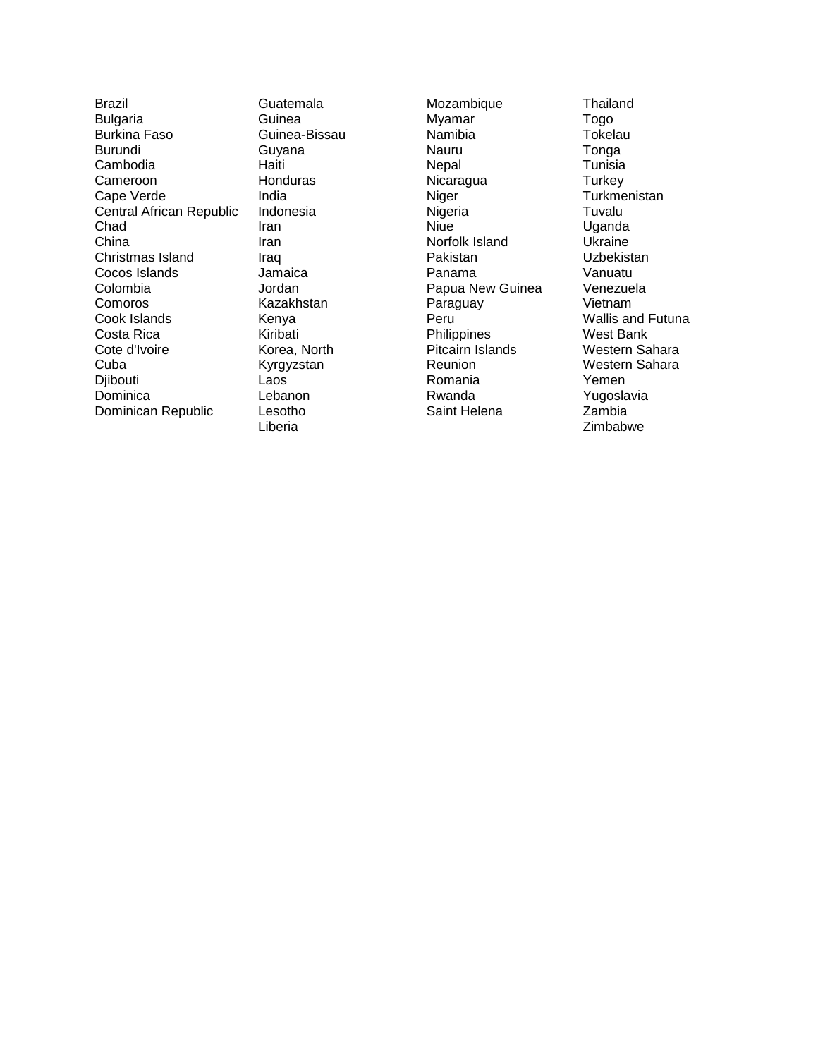Brazil
Bulgaria
Burkina Faso
Burundi
Cambodia
Cameroon
Cape Verde
Central African Republic
Chad
China
Christmas Island
Cocos Islands
Colombia
Comoros
Cook Islands
Costa Rica
Cote d'Ivoire
Cuba
Djibouti
Dominica
Dominican Republic

Guatemala
Guinea
Guinea-Bissau
Guyana
Haiti
Honduras
India
Indonesia
Iran
Iran
Iraq
Jamaica
Jordan
Kazakhstan
Kenya
Kiribati
Korea, North
Kyrgyzstan
Laos
Lebanon
Lesotho
Liberia

Mozambique
Myamar
Namibia
Nauru
Nepal
Nicaragua
Niger
Nigeria
Niue
Norfolk Island
Pakistan
Panama
Papua New Guinea
Paraguay
Peru
Philippines
Pitcairn Islands
Reunion
Romania
Rwanda
Saint Helena

Thailand
Togo
Tokelau
Tonga
Tunisia
Turkey
Turkmenistan
Tuvalu
Uganda
Ukraine
Uzbekistan
Vanuatu
Venezuela
Vietnam
Wallis and Futuna
West Bank
Western Sahara
Western Sahara
Yemen
Yugoslavia
Zambia
Zimbabwe